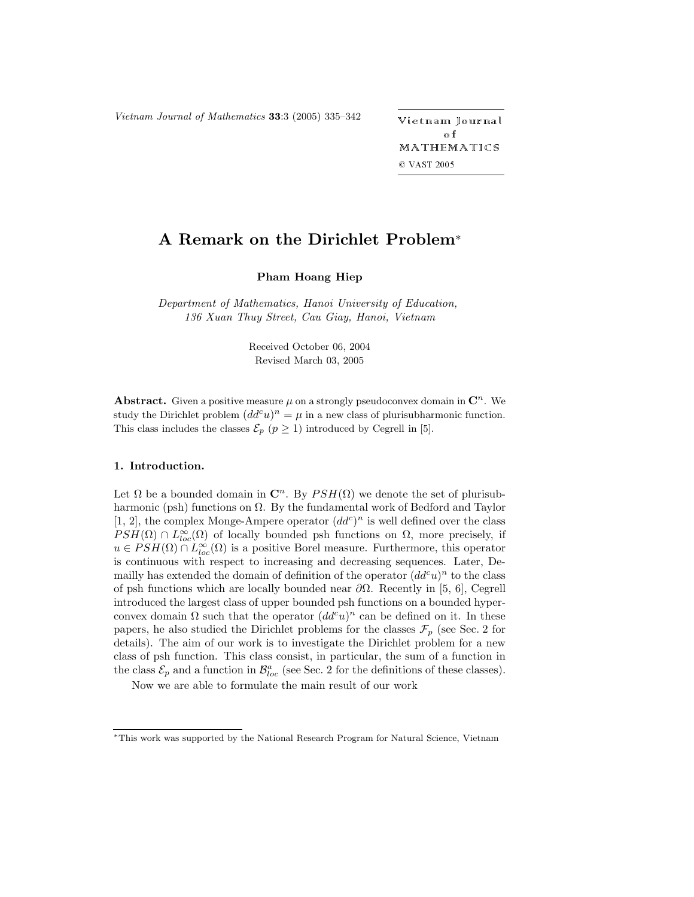# A Remark on the Dirichlet Problem*

**Pham Hoang Hiep**

*Department of Mathematics, Hanoi University of Education,*
*136 Xuan Thuy Street, Cau Giay, Hanoi, Vietnam*

Received October 06, 2004
Revised March 03, 2005

**Abstract.** Given a positive measure $\mu$ on a strongly pseudoconvex domain in $\mathbf{C}^n$. We study the Dirichlet problem $(dd^c u)^n = \mu$ in a new class of plurisubharmonic function. This class includes the classes $\mathcal{E}_p$ $(p \geq 1)$ introduced by Cegrell in [5].

## 1. Introduction.

Let $\Omega$ be a bounded domain in $\mathbf{C}^n$. By $PSH(\Omega)$ we denote the set of plurisubharmonic (psh) functions on $\Omega$. By the fundamental work of Bedford and Taylor [1, 2], the complex Monge-Ampere operator $(dd^c)^n$ is well defined over the class $PSH(\Omega) \cap L^\infty_{loc}(\Omega)$ of locally bounded psh functions on $\Omega$, more precisely, if $u \in PSH(\Omega) \cap L^\infty_{loc}(\Omega)$ is a positive Borel measure. Furthermore, this operator is continuous with respect to increasing and decreasing sequences. Later, Demailly has extended the domain of definition of the operator $(dd^c u)^n$ to the class of psh functions which are locally bounded near $\partial\Omega$. Recently in [5, 6], Cegrell introduced the largest class of upper bounded psh functions on a bounded hyperconvex domain $\Omega$ such that the operator $(dd^c u)^n$ can be defined on it. In these papers, he also studied the Dirichlet problems for the classes $\mathcal{F}_p$ (see Sec. 2 for details). The aim of our work is to investigate the Dirichlet problem for a new class of psh function. This class consist, in particular, the sum of a function in the class $\mathcal{E}_p$ and a function in $\mathcal{B}^a_{loc}$ (see Sec. 2 for the definitions of these classes).

Now we are able to formulate the main result of our work

---

*This work was supported by the National Research Program for Natural Science, Vietnam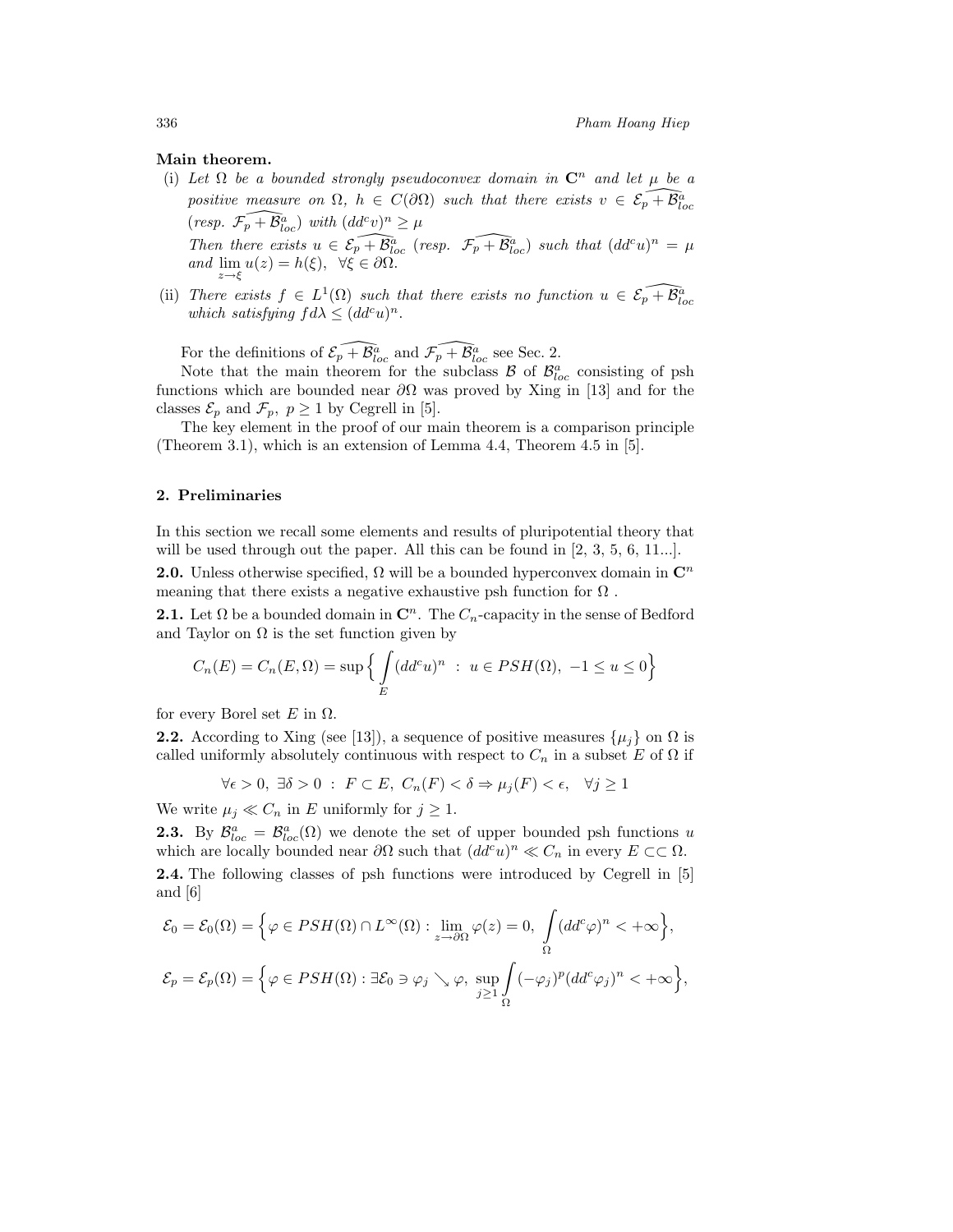**Main theorem.**

(i) *Let $\Omega$ be a bounded strongly pseudoconvex domain in $\mathbf{C}^n$ and let $\mu$ be a positive measure on $\Omega$, $h \in C(\partial\Omega)$ such that there exists $v \in \widehat{\mathcal{E}_p + \mathcal{B}^a_{loc}}$ (resp. $\widehat{\mathcal{F}_p + \mathcal{B}^a_{loc}}$) with $(dd^c v)^n \geq \mu$*

*Then there exists $u \in \widehat{\mathcal{E}_p + \mathcal{B}^a_{loc}}$ (resp. $\widehat{\mathcal{F}_p + \mathcal{B}^a_{loc}}$) such that $(dd^c u)^n = \mu$ and $\lim\limits_{z \to \xi} u(z) = h(\xi)$, $\forall \xi \in \partial\Omega$.*

(ii) *There exists $f \in L^1(\Omega)$ such that there exists no function $u \in \widehat{\mathcal{E}_p + \mathcal{B}^a_{loc}}$ which satisfying $f d\lambda \leq (dd^c u)^n$.*

For the definitions of $\widehat{\mathcal{E}_p + \mathcal{B}^a_{loc}}$ and $\widehat{\mathcal{F}_p + \mathcal{B}^a_{loc}}$ see Sec. 2.

Note that the main theorem for the subclass $\mathcal{B}$ of $\mathcal{B}^a_{loc}$ consisting of psh functions which are bounded near $\partial\Omega$ was proved by Xing in [13] and for the classes $\mathcal{E}_p$ and $\mathcal{F}_p$, $p \geq 1$ by Cegrell in [5].

The key element in the proof of our main theorem is a comparison principle (Theorem 3.1), which is an extension of Lemma 4.4, Theorem 4.5 in [5].

## 2. Preliminaries

In this section we recall some elements and results of pluripotential theory that will be used through out the paper. All this can be found in [2, 3, 5, 6, 11...].

**2.0.** Unless otherwise specified, $\Omega$ will be a bounded hyperconvex domain in $\mathbf{C}^n$ meaning that there exists a negative exhaustive psh function for $\Omega$ .

**2.1.** Let $\Omega$ be a bounded domain in $\mathbf{C}^n$. The $C_n$-capacity in the sense of Bedford and Taylor on $\Omega$ is the set function given by

$$C_n(E) = C_n(E, \Omega) = \sup\Big\{ \int\limits_E (dd^c u)^n \ : \ u \in PSH(\Omega),\ -1 \leq u \leq 0 \Big\}$$

for every Borel set $E$ in $\Omega$.

**2.2.** According to Xing (see [13]), a sequence of positive measures $\{\mu_j\}$ on $\Omega$ is called uniformly absolutely continuous with respect to $C_n$ in a subset $E$ of $\Omega$ if

$$\forall \epsilon > 0,\ \exists \delta > 0\ :\ F \subset E,\ C_n(F) < \delta \Rightarrow \mu_j(F) < \epsilon, \quad \forall j \geq 1$$

We write $\mu_j \ll C_n$ in $E$ uniformly for $j \geq 1$.

**2.3.** By $\mathcal{B}^a_{loc} = \mathcal{B}^a_{loc}(\Omega)$ we denote the set of upper bounded psh functions $u$ which are locally bounded near $\partial\Omega$ such that $(dd^c u)^n \ll C_n$ in every $E \subset\subset \Omega$.

**2.4.** The following classes of psh functions were introduced by Cegrell in [5] and [6]

$$\mathcal{E}_0 = \mathcal{E}_0(\Omega) = \Big\{ \varphi \in PSH(\Omega) \cap L^\infty(\Omega) : \lim_{z \to \partial\Omega} \varphi(z) = 0,\ \int\limits_\Omega (dd^c \varphi)^n < +\infty \Big\},$$

$$\mathcal{E}_p = \mathcal{E}_p(\Omega) = \Big\{ \varphi \in PSH(\Omega) : \exists \mathcal{E}_0 \ni \varphi_j \searrow \varphi,\ \sup_{j \geq 1} \int\limits_\Omega (-\varphi_j)^p (dd^c \varphi_j)^n < +\infty \Big\},$$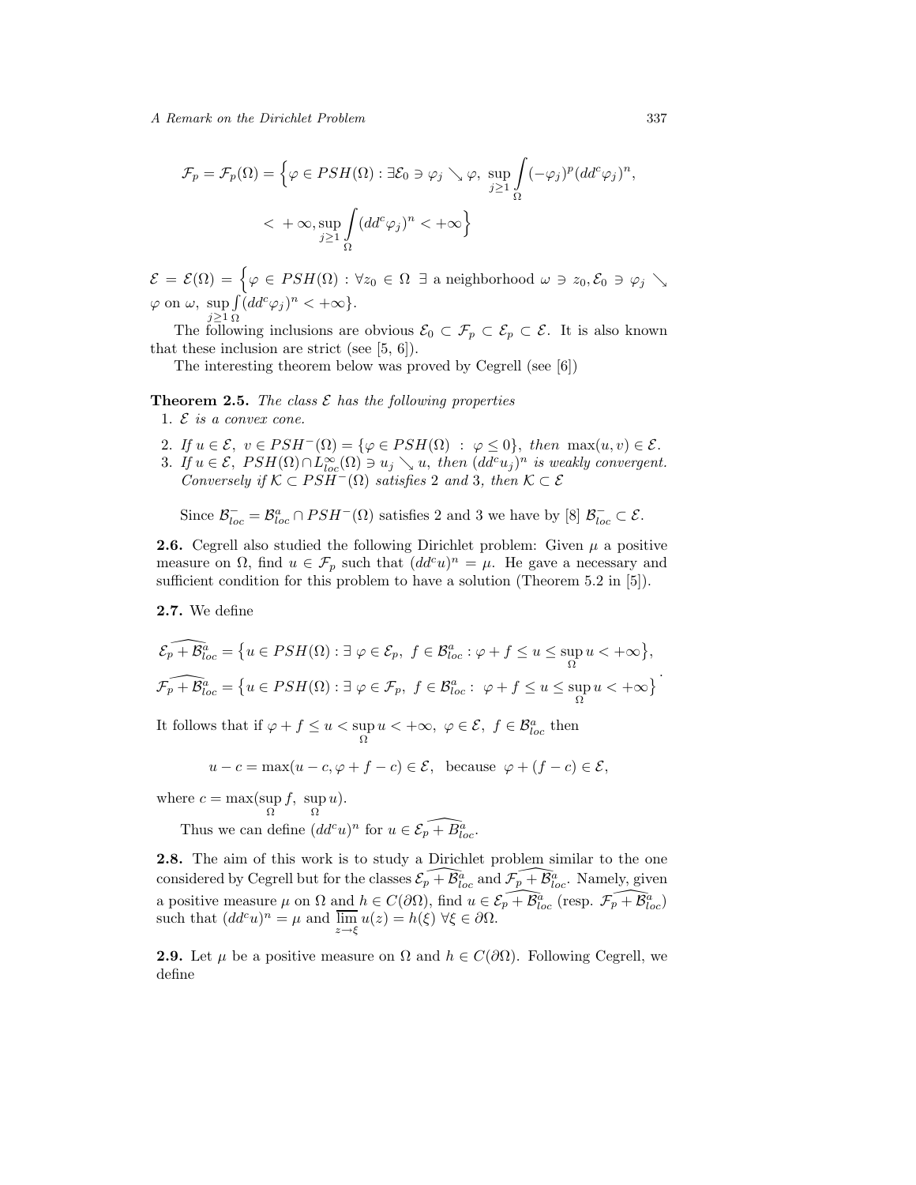$$\mathcal{F}_p = \mathcal{F}_p(\Omega) = \Big\{\varphi \in PSH(\Omega) : \exists \mathcal{E}_0 \ni \varphi_j \searrow \varphi,\ \sup_{j\geq 1} \int_\Omega (-\varphi_j)^p (dd^c\varphi_j)^n,$$

$$< +\infty, \sup_{j\geq 1} \int_\Omega (dd^c\varphi_j)^n < +\infty\Big\}$$

$\mathcal{E} = \mathcal{E}(\Omega) = \Big\{\varphi \in PSH(\Omega) : \forall z_0 \in \Omega\ \exists$ a neighborhood $\omega \ni z_0, \mathcal{E}_0 \ni \varphi_j \searrow \varphi$ on $\omega$, $\sup_{j\geq 1} \int_\Omega (dd^c\varphi_j)^n < +\infty\}$.

The following inclusions are obvious $\mathcal{E}_0 \subset \mathcal{F}_p \subset \mathcal{E}_p \subset \mathcal{E}$. It is also known that these inclusion are strict (see [5, 6]).

The interesting theorem below was proved by Cegrell (see [6])

**Theorem 2.5.** *The class $\mathcal{E}$ has the following properties*

1. *$\mathcal{E}$ is a convex cone.*
2. *If $u \in \mathcal{E}$, $v \in PSH^-(\Omega) = \{\varphi \in PSH(\Omega) : \varphi \leq 0\}$, then $\max(u, v) \in \mathcal{E}$.*
3. *If $u \in \mathcal{E}$, $PSH(\Omega) \cap L^\infty_{loc}(\Omega) \ni u_j \searrow u$, then $(dd^c u_j)^n$ is weakly convergent. Conversely if $\mathcal{K} \subset PSH^-(\Omega)$ satisfies 2 and 3, then $\mathcal{K} \subset \mathcal{E}$*

Since $\mathcal{B}^-_{loc} = \mathcal{B}^a_{loc} \cap PSH^-(\Omega)$ satisfies 2 and 3 we have by [8] $\mathcal{B}^-_{loc} \subset \mathcal{E}$.

**2.6.** Cegrell also studied the following Dirichlet problem: Given $\mu$ a positive measure on $\Omega$, find $u \in \mathcal{F}_p$ such that $(dd^c u)^n = \mu$. He gave a necessary and sufficient condition for this problem to have a solution (Theorem 5.2 in [5]).

**2.7.** We define

$$\widehat{\mathcal{E}_p + \mathcal{B}^a_{loc}} = \big\{u \in PSH(\Omega) : \exists\ \varphi \in \mathcal{E}_p,\ f \in \mathcal{B}^a_{loc} : \varphi + f \leq u \leq \sup_\Omega u < +\infty\big\},$$

$$\widehat{\mathcal{F}_p + \mathcal{B}^a_{loc}} = \big\{u \in PSH(\Omega) : \exists\ \varphi \in \mathcal{F}_p,\ f \in \mathcal{B}^a_{loc} :\ \varphi + f \leq u \leq \sup_\Omega u < +\infty\big\}.$$

It follows that if $\varphi + f \leq u < \sup_\Omega u < +\infty$, $\varphi \in \mathcal{E}$, $f \in \mathcal{B}^a_{loc}$ then

$$u - c = \max(u - c, \varphi + f - c) \in \mathcal{E}, \ \text{ because } \ \varphi + (f - c) \in \mathcal{E},$$

where $c = \max(\sup_\Omega f,\ \sup_\Omega u)$.

Thus we can define $(dd^c u)^n$ for $u \in \widehat{\mathcal{E}_p + B^a_{loc}}$.

**2.8.** The aim of this work is to study a Dirichlet problem similar to the one considered by Cegrell but for the classes $\widehat{\mathcal{E}_p + \mathcal{B}^a_{loc}}$ and $\widehat{\mathcal{F}_p + \mathcal{B}^a_{loc}}$. Namely, given a positive measure $\mu$ on $\Omega$ and $h \in C(\partial\Omega)$, find $u \in \widehat{\mathcal{E}_p + \mathcal{B}^a_{loc}}$ (resp. $\widehat{\mathcal{F}_p + \mathcal{B}^a_{loc}}$) such that $(dd^c u)^n = \mu$ and $\overline{\lim_{z\to\xi}}\, u(z) = h(\xi)\ \forall \xi \in \partial\Omega$.

**2.9.** Let $\mu$ be a positive measure on $\Omega$ and $h \in C(\partial\Omega)$. Following Cegrell, we define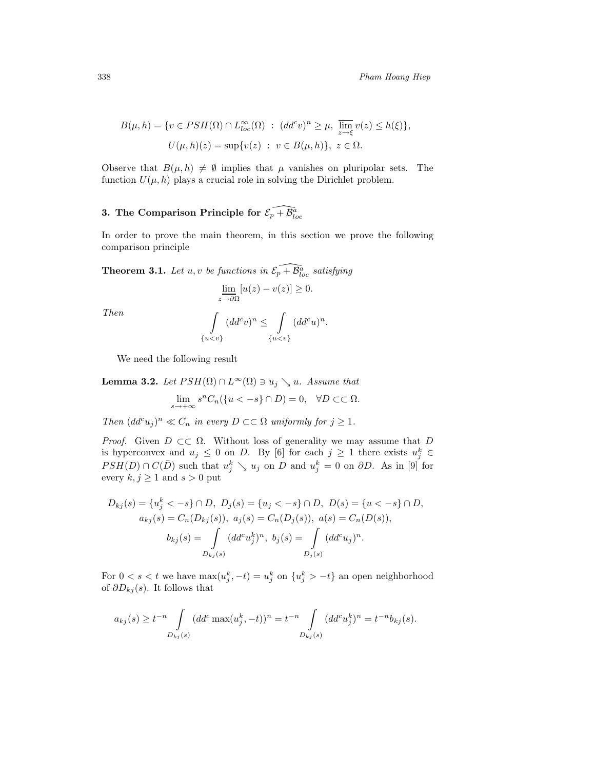$$B(\mu, h) = \{v \in PSH(\Omega) \cap L^\infty_{loc}(\Omega) \ : \ (dd^c v)^n \geq \mu, \ \overline{\lim_{z \to \xi}} \, v(z) \leq h(\xi)\},$$
$$U(\mu, h)(z) = \sup\{v(z) \ : \ v \in B(\mu, h)\}, \ z \in \Omega.$$

Observe that $B(\mu, h) \neq \emptyset$ implies that $\mu$ vanishes on pluripolar sets. The function $U(\mu, h)$ plays a crucial role in solving the Dirichlet problem.

## 3. The Comparison Principle for $\widehat{\mathcal{E}_p + \mathcal{B}^a_{loc}}$

In order to prove the main theorem, in this section we prove the following comparison principle

**Theorem 3.1.** *Let $u, v$ be functions in $\widehat{\mathcal{E}_p + \mathcal{B}^a_{loc}}$ satisfying*

$$\underline{\lim_{z \to \partial\Omega}} \, [u(z) - v(z)] \geq 0.$$

*Then*

$$\int\limits_{\{u<v\}} (dd^c v)^n \leq \int\limits_{\{u<v\}} (dd^c u)^n.$$

We need the following result

**Lemma 3.2.** *Let $PSH(\Omega) \cap L^\infty(\Omega) \ni u_j \searrow u$. Assume that*

$$\lim_{s \to +\infty} s^n C_n(\{u < -s\} \cap D) = 0, \quad \forall D \subset\subset \Omega.$$

*Then $(dd^c u_j)^n \ll C_n$ in every $D \subset\subset \Omega$ uniformly for $j \geq 1$.*

*Proof.* Given $D \subset\subset \Omega$. Without loss of generality we may assume that $D$ is hyperconvex and $u_j \leq 0$ on $D$. By [6] for each $j \geq 1$ there exists $u_j^k \in PSH(D) \cap C(\bar{D})$ such that $u_j^k \searrow u_j$ on $D$ and $u_j^k = 0$ on $\partial D$. As in [9] for every $k, j \geq 1$ and $s > 0$ put

$$D_{kj}(s) = \{u_j^k < -s\} \cap D, \ D_j(s) = \{u_j < -s\} \cap D, \ D(s) = \{u < -s\} \cap D,$$
$$a_{kj}(s) = C_n(D_{kj}(s)), \ a_j(s) = C_n(D_j(s)), \ a(s) = C_n(D(s)),$$
$$b_{kj}(s) = \int\limits_{D_{kj}(s)} (dd^c u_j^k)^n, \ b_j(s) = \int\limits_{D_j(s)} (dd^c u_j)^n.$$

For $0 < s < t$ we have $\max(u_j^k, -t) = u_j^k$ on $\{u_j^k > -t\}$ an open neighborhood of $\partial D_{kj}(s)$. It follows that

$$a_{kj}(s) \geq t^{-n} \int\limits_{D_{kj}(s)} (dd^c \max(u_j^k, -t))^n = t^{-n} \int\limits_{D_{kj}(s)} (dd^c u_j^k)^n = t^{-n} b_{kj}(s).$$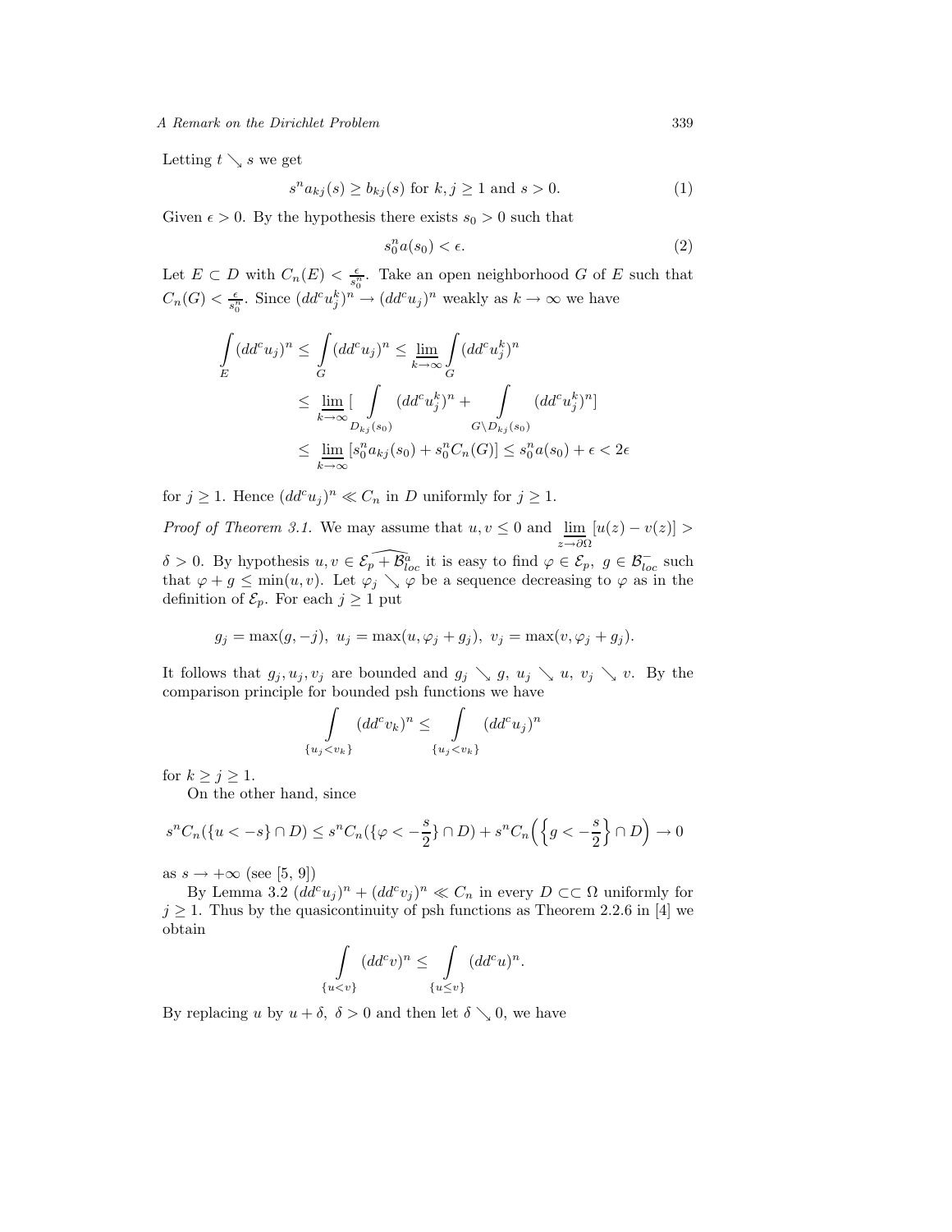Letting $t \searrow s$ we get

$$s^n a_{kj}(s) \geq b_{kj}(s) \text{ for } k, j \geq 1 \text{ and } s > 0. \tag{1}$$

Given $\epsilon > 0$. By the hypothesis there exists $s_0 > 0$ such that

$$s_0^n a(s_0) < \epsilon. \tag{2}$$

Let $E \subset D$ with $C_n(E) < \frac{\epsilon}{s_0^n}$. Take an open neighborhood $G$ of $E$ such that $C_n(G) < \frac{\epsilon}{s_0^n}$. Since $(dd^c u_j^k)^n \to (dd^c u_j)^n$ weakly as $k \to \infty$ we have

$$\begin{aligned}
\int\limits_E (dd^c u_j)^n &\leq \int\limits_G (dd^c u_j)^n \leq \varliminf_{k\to\infty} \int\limits_G (dd^c u_j^k)^n \\
&\leq \varliminf_{k\to\infty} [\int\limits_{D_{kj}(s_0)} (dd^c u_j^k)^n + \int\limits_{G\setminus D_{kj}(s_0)} (dd^c u_j^k)^n] \\
&\leq \varliminf_{k\to\infty} [s_0^n a_{kj}(s_0) + s_0^n C_n(G)] \leq s_0^n a(s_0) + \epsilon < 2\epsilon
\end{aligned}$$

for $j \geq 1$. Hence $(dd^c u_j)^n \ll C_n$ in $D$ uniformly for $j \geq 1$.

*Proof of Theorem 3.1.* We may assume that $u, v \leq 0$ and $\varliminf_{z\to\partial\Omega} [u(z) - v(z)] > \delta > 0$. By hypothesis $u, v \in \widehat{\mathcal{E}_p + \mathcal{B}^a_{loc}}$ it is easy to find $\varphi \in \mathcal{E}_p,\ g \in \mathcal{B}^-_{loc}$ such that $\varphi + g \leq \min(u, v)$. Let $\varphi_j \searrow \varphi$ be a sequence decreasing to $\varphi$ as in the definition of $\mathcal{E}_p$. For each $j \geq 1$ put

$$g_j = \max(g, -j),\ u_j = \max(u, \varphi_j + g_j),\ v_j = \max(v, \varphi_j + g_j).$$

It follows that $g_j, u_j, v_j$ are bounded and $g_j \searrow g,\ u_j \searrow u,\ v_j \searrow v$. By the comparison principle for bounded psh functions we have

$$\int\limits_{\{u_j < v_k\}} (dd^c v_k)^n \leq \int\limits_{\{u_j < v_k\}} (dd^c u_j)^n$$

for $k \geq j \geq 1$.

On the other hand, since

$$s^n C_n(\{u < -s\} \cap D) \leq s^n C_n(\{\varphi < -\frac{s}{2}\} \cap D) + s^n C_n\Big(\Big\{g < -\frac{s}{2}\Big\} \cap D\Big) \to 0$$

as $s \to +\infty$ (see [5, 9])

By Lemma 3.2 $(dd^c u_j)^n + (dd^c v_j)^n \ll C_n$ in every $D \subset\subset \Omega$ uniformly for $j \geq 1$. Thus by the quasicontinuity of psh functions as Theorem 2.2.6 in [4] we obtain

$$\int\limits_{\{u<v\}} (dd^c v)^n \leq \int\limits_{\{u\leq v\}} (dd^c u)^n.$$

By replacing $u$ by $u + \delta,\ \delta > 0$ and then let $\delta \searrow 0$, we have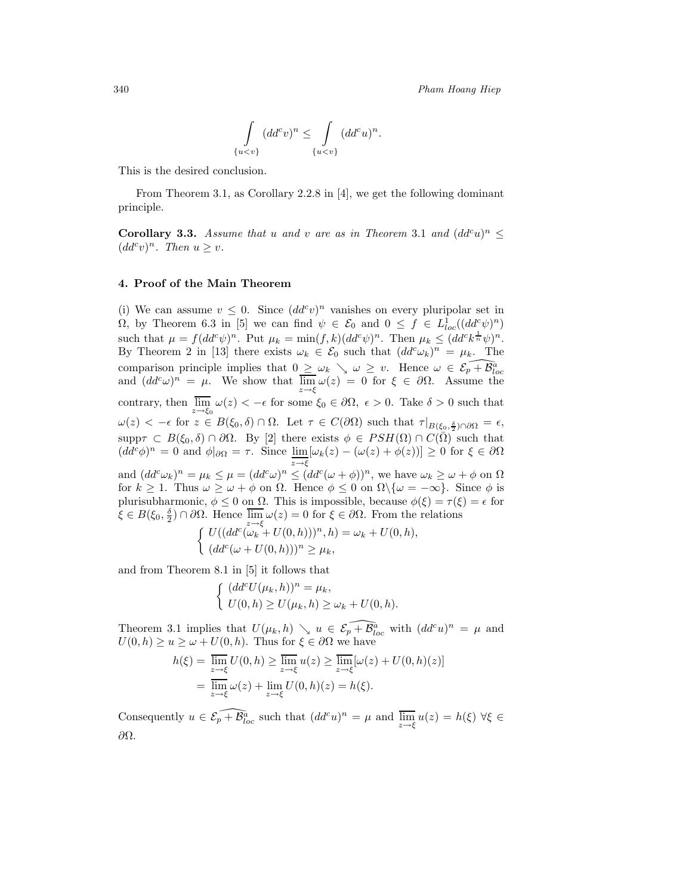$$\int\limits_{\{u<v\}} (dd^c v)^n \leq \int\limits_{\{u<v\}} (dd^c u)^n.$$

This is the desired conclusion.

From Theorem 3.1, as Corollary 2.2.8 in [4], we get the following dominant principle.

**Corollary 3.3.** *Assume that $u$ and $v$ are as in Theorem 3.1 and $(dd^c u)^n \leq (dd^c v)^n$. Then $u \geq v$.*

## 4. Proof of the Main Theorem

(i) We can assume $v \leq 0$. Since $(dd^c v)^n$ vanishes on every pluripolar set in $\Omega$, by Theorem 6.3 in [5] we can find $\psi \in \mathcal{E}_0$ and $0 \leq f \in L^1_{loc}((dd^c\psi)^n)$ such that $\mu = f(dd^c\psi)^n$. Put $\mu_k = \min(f, k)(dd^c\psi)^n$. Then $\mu_k \leq (dd^c k^{\frac{1}{n}}\psi)^n$. By Theorem 2 in [13] there exists $\omega_k \in \mathcal{E}_0$ such that $(dd^c\omega_k)^n = \mu_k$. The comparison principle implies that $0 \geq \omega_k \searrow \omega \geq v$. Hence $\omega \in \widehat{\mathcal{E}_p + \mathcal{B}^a_{loc}}$ and $(dd^c\omega)^n = \mu$. We show that $\overline{\lim\limits_{z\to\xi}}\, \omega(z) = 0$ for $\xi \in \partial\Omega$. Assume the contrary, then $\overline{\lim\limits_{z\to\xi_0}}\, \omega(z) < -\epsilon$ for some $\xi_0 \in \partial\Omega$, $\epsilon > 0$. Take $\delta > 0$ such that $\omega(z) < -\epsilon$ for $z \in B(\xi_0, \delta) \cap \Omega$. Let $\tau \in C(\partial\Omega)$ such that $\tau|_{B(\xi_0, \frac{\delta}{2})\cap\partial\Omega} = \epsilon$, $\operatorname{supp}\tau \subset B(\xi_0, \delta) \cap \partial\Omega$. By [2] there exists $\phi \in PSH(\Omega) \cap C(\bar{\Omega})$ such that $(dd^c\phi)^n = 0$ and $\phi|_{\partial\Omega} = \tau$. Since $\underline{\lim\limits_{z\to\xi}}[\omega_k(z) - (\omega(z) + \phi(z))] \geq 0$ for $\xi \in \partial\Omega$ and $(dd^c\omega_k)^n = \mu_k \leq \mu = (dd^c\omega)^n \leq (dd^c(\omega + \phi))^n$, we have $\omega_k \geq \omega + \phi$ on $\Omega$ for $k \geq 1$. Thus $\omega \geq \omega + \phi$ on $\Omega$. Hence $\phi \leq 0$ on $\Omega\backslash\{\omega = -\infty\}$. Since $\phi$ is plurisubharmonic, $\phi \leq 0$ on $\Omega$. This is impossible, because $\phi(\xi) = \tau(\xi) = \epsilon$ for $\xi \in B(\xi_0, \frac{\delta}{2}) \cap \partial\Omega$. Hence $\overline{\lim\limits_{z\to\xi}}\, \omega(z) = 0$ for $\xi \in \partial\Omega$. From the relations

$$\begin{cases} U((dd^c(\omega_k + U(0,h)))^n, h) = \omega_k + U(0,h), \\ (dd^c(\omega + U(0,h)))^n \geq \mu_k, \end{cases}$$

and from Theorem 8.1 in [5] it follows that

$$\begin{cases} (dd^c U(\mu_k, h))^n = \mu_k, \\ U(0,h) \geq U(\mu_k, h) \geq \omega_k + U(0,h). \end{cases}$$

Theorem 3.1 implies that $U(\mu_k, h) \searrow u \in \widehat{\mathcal{E}_p + \mathcal{B}^a_{loc}}$ with $(dd^c u)^n = \mu$ and $U(0,h) \geq u \geq \omega + U(0,h)$. Thus for $\xi \in \partial\Omega$ we have

$$\begin{aligned} h(\xi) &= \overline{\lim_{z\to\xi}}\, U(0,h) \geq \overline{\lim_{z\to\xi}}\, u(z) \geq \overline{\lim_{z\to\xi}}[\omega(z) + U(0,h)(z)] \\ &= \overline{\lim_{z\to\xi}}\, \omega(z) + \lim_{z\to\xi} U(0,h)(z) = h(\xi). \end{aligned}$$

Consequently $u \in \widehat{\mathcal{E}_p + \mathcal{B}^a_{loc}}$ such that $(dd^c u)^n = \mu$ and $\overline{\lim\limits_{z\to\xi}}\, u(z) = h(\xi)$ $\forall \xi \in \partial\Omega$.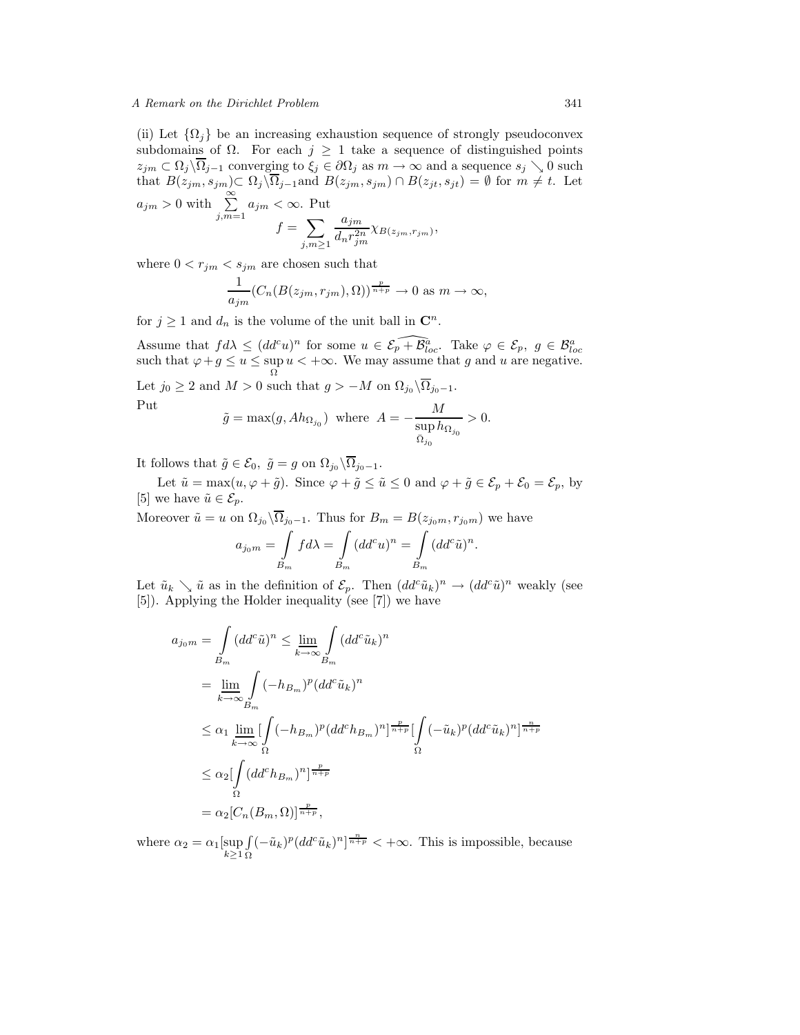(ii) Let $\{\Omega_j\}$ be an increasing exhaustion sequence of strongly pseudoconvex subdomains of $\Omega$. For each $j \geq 1$ take a sequence of distinguished points $z_{jm} \subset \Omega_j \backslash \overline{\Omega}_{j-1}$ converging to $\xi_j \in \partial\Omega_j$ as $m \to \infty$ and a sequence $s_j \searrow 0$ such that $B(z_{jm}, s_{jm}) \subset \Omega_j \backslash \overline{\Omega}_{j-1}$ and $B(z_{jm}, s_{jm}) \cap B(z_{jt}, s_{jt}) = \emptyset$ for $m \neq t$. Let $a_{jm} > 0$ with $\sum\limits_{j,m=1}^{\infty} a_{jm} < \infty$. Put

$$f = \sum_{j,m \geq 1} \frac{a_{jm}}{d_n r_{jm}^{2n}} \chi_{B(z_{jm}, r_{jm})},$$

where $0 < r_{jm} < s_{jm}$ are chosen such that

$$\frac{1}{a_{jm}} (C_n(B(z_{jm}, r_{jm}), \Omega))^{\frac{p}{n+p}} \to 0 \text{ as } m \to \infty,$$

for $j \geq 1$ and $d_n$ is the volume of the unit ball in $\mathbf{C}^n$.

Assume that $f d\lambda \leq (dd^c u)^n$ for some $u \in \widehat{\mathcal{E}_p + \mathcal{B}^a_{loc}}$. Take $\varphi \in \mathcal{E}_p$, $g \in \mathcal{B}^a_{loc}$ such that $\varphi + g \leq u \leq \sup\limits_{\Omega} u < +\infty$. We may assume that $g$ and $u$ are negative.

Let $j_0 \geq 2$ and $M > 0$ such that $g > -M$ on $\Omega_{j_0} \backslash \overline{\Omega}_{j_0 - 1}$.

Put

$$\tilde{g} = \max(g, A h_{\Omega_{j_0}}) \text{ where } A = -\frac{M}{\sup\limits_{\overline{\Omega}_{j_0}} h_{\Omega_{j_0}}} > 0.$$

It follows that $\tilde{g} \in \mathcal{E}_0$, $\tilde{g} = g$ on $\Omega_{j_0} \backslash \overline{\Omega}_{j_0 - 1}$.

Let $\tilde{u} = \max(u, \varphi + \tilde{g})$. Since $\varphi + \tilde{g} \leq \tilde{u} \leq 0$ and $\varphi + \tilde{g} \in \mathcal{E}_p + \mathcal{E}_0 = \mathcal{E}_p$, by [5] we have $\tilde{u} \in \mathcal{E}_p$.

Moreover $\tilde{u} = u$ on $\Omega_{j_0} \backslash \overline{\Omega}_{j_0 - 1}$. Thus for $B_m = B(z_{j_0 m}, r_{j_0 m})$ we have

$$a_{j_0 m} = \int\limits_{B_m} f d\lambda = \int\limits_{B_m} (dd^c u)^n = \int\limits_{B_m} (dd^c \tilde{u})^n.$$

Let $\tilde{u}_k \searrow \tilde{u}$ as in the definition of $\mathcal{E}_p$. Then $(dd^c \tilde{u}_k)^n \to (dd^c \tilde{u})^n$ weakly (see [5]). Applying the Holder inequality (see [7]) we have

$$\begin{aligned}
a_{j_0 m} = \int\limits_{B_m} (dd^c \tilde{u})^n &\leq \varliminf_{k \to \infty} \int\limits_{B_m} (dd^c \tilde{u}_k)^n \\
&= \varliminf_{k \to \infty} \int\limits_{B_m} (-h_{B_m})^p (dd^c \tilde{u}_k)^n \\
&\leq \alpha_1 \varliminf_{k \to \infty} [\int\limits_{\Omega} (-h_{B_m})^p (dd^c h_{B_m})^n]^{\frac{p}{n+p}} [\int\limits_{\Omega} (-\tilde{u}_k)^p (dd^c \tilde{u}_k)^n]^{\frac{n}{n+p}} \\
&\leq \alpha_2 [\int\limits_{\Omega} (dd^c h_{B_m})^n]^{\frac{p}{n+p}} \\
&= \alpha_2 [C_n(B_m, \Omega)]^{\frac{p}{n+p}},
\end{aligned}$$

where $\alpha_2 = \alpha_1 [\sup\limits_{k \geq 1} \int\limits_{\Omega} (-\tilde{u}_k)^p (dd^c \tilde{u}_k)^n]^{\frac{n}{n+p}} < +\infty$. This is impossible, because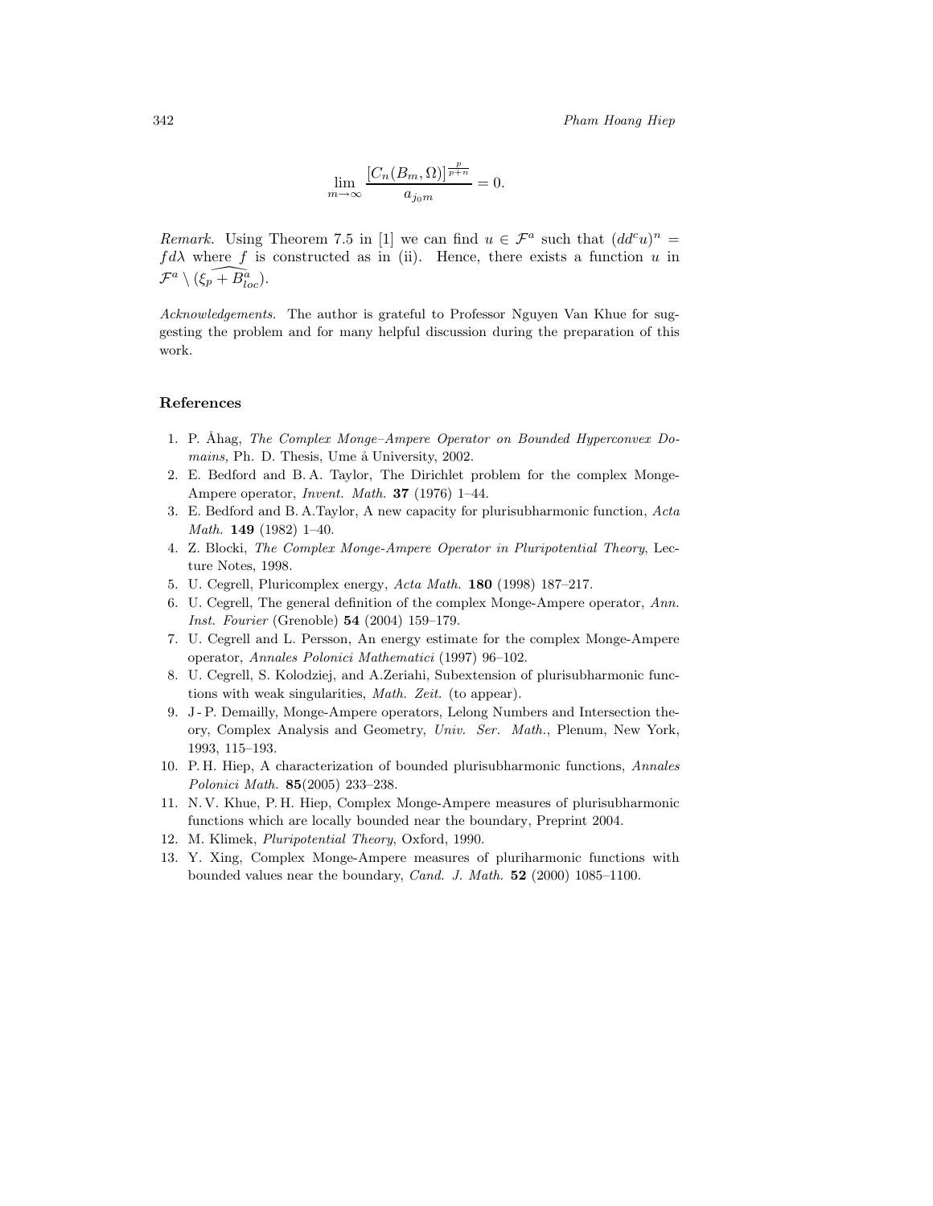$$\lim_{m\to\infty} \frac{[C_n(B_m,\Omega)]^{\frac{p}{p+n}}}{a_{j_0 m}} = 0.$$

*Remark.* Using Theorem 7.5 in [1] we can find $u \in \mathcal{F}^a$ such that $(dd^c u)^n = f d\lambda$ where $f$ is constructed as in (ii). Hence, there exists a function $u$ in $\mathcal{F}^a \setminus (\widehat{\xi_p + B^a_{loc}})$.

*Acknowledgements.* The author is grateful to Professor Nguyen Van Khue for suggesting the problem and for many helpful discussion during the preparation of this work.

### References

1. P. Åhag, *The Complex Monge–Ampere Operator on Bounded Hyperconvex Domains,* Ph. D. Thesis, Ume å University, 2002.
2. E. Bedford and B. A. Taylor, The Dirichlet problem for the complex Monge-Ampere operator, *Invent. Math.* **37** (1976) 1–44.
3. E. Bedford and B. A.Taylor, A new capacity for plurisubharmonic function, *Acta Math.* **149** (1982) 1–40.
4. Z. Blocki, *The Complex Monge-Ampere Operator in Pluripotential Theory*, Lecture Notes, 1998.
5. U. Cegrell, Pluricomplex energy, *Acta Math.* **180** (1998) 187–217.
6. U. Cegrell, The general definition of the complex Monge-Ampere operator, *Ann. Inst. Fourier* (Grenoble) **54** (2004) 159–179.
7. U. Cegrell and L. Persson, An energy estimate for the complex Monge-Ampere operator, *Annales Polonici Mathematici* (1997) 96–102.
8. U. Cegrell, S. Kolodziej, and A.Zeriahi, Subextension of plurisubharmonic functions with weak singularities, *Math. Zeit.* (to appear).
9. J - P. Demailly, Monge-Ampere operators, Lelong Numbers and Intersection theory, Complex Analysis and Geometry, *Univ. Ser. Math.*, Plenum, New York, 1993, 115–193.
10. P. H. Hiep, A characterization of bounded plurisubharmonic functions, *Annales Polonici Math.* **85**(2005) 233–238.
11. N. V. Khue, P. H. Hiep, Complex Monge-Ampere measures of plurisubharmonic functions which are locally bounded near the boundary, Preprint 2004.
12. M. Klimek, *Pluripotential Theory*, Oxford, 1990.
13. Y. Xing, Complex Monge-Ampere measures of pluriharmonic functions with bounded values near the boundary, *Cand. J. Math.* **52** (2000) 1085–1100.